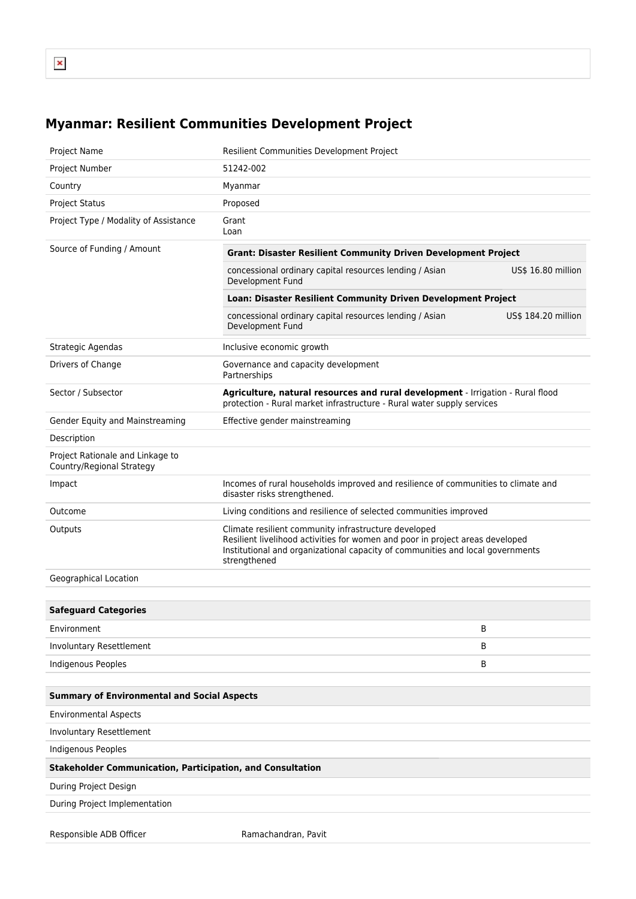# Myanmar: Resilient Communities Development Project

| | |
|---|---|
| Project Name | Resilient Communities Development Project |
| Project Number | 51242-002 |
| Country | Myanmar |
| Project Status | Proposed |
| Project Type / Modality of Assistance | Grant<br>Loan |
| Source of Funding / Amount | **Grant: Disaster Resilient Community Driven Development Project**<br>concessional ordinary capital resources lending / Asian Development Fund — US$ 16.80 million<br>**Loan: Disaster Resilient Community Driven Development Project**<br>concessional ordinary capital resources lending / Asian Development Fund — US$ 184.20 million |
| Strategic Agendas | Inclusive economic growth |
| Drivers of Change | Governance and capacity development<br>Partnerships |
| Sector / Subsector | **Agriculture, natural resources and rural development** - Irrigation - Rural flood protection - Rural market infrastructure - Rural water supply services |
| Gender Equity and Mainstreaming | Effective gender mainstreaming |
| Description | |
| Project Rationale and Linkage to Country/Regional Strategy | |
| Impact | Incomes of rural households improved and resilience of communities to climate and disaster risks strengthened. |
| Outcome | Living conditions and resilience of selected communities improved |
| Outputs | Climate resilient community infrastructure developed<br>Resilient livelihood activities for women and poor in project areas developed<br>Institutional and organizational capacity of communities and local governments strengthened |
| Geographical Location | |

| Safeguard Categories | |
|---|---|
| Environment | B |
| Involuntary Resettlement | B |
| Indigenous Peoples | B |

| Summary of Environmental and Social Aspects |
|---|
| Environmental Aspects |
| Involuntary Resettlement |
| Indigenous Peoples |
| **Stakeholder Communication, Participation, and Consultation** |
| During Project Design |
| During Project Implementation |

| | |
|---|---|
| Responsible ADB Officer | Ramachandran, Pavit |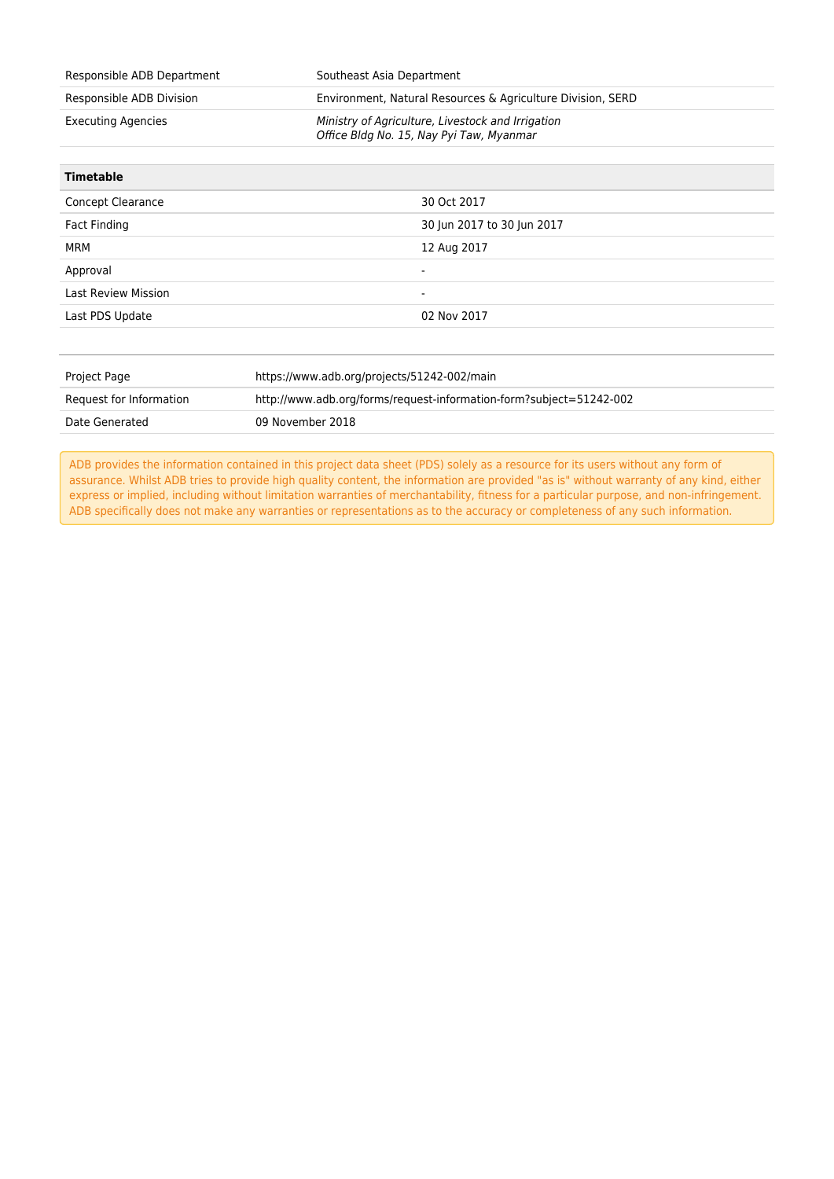| | |
|---|---|
| Responsible ADB Department | Southeast Asia Department |
| Responsible ADB Division | Environment, Natural Resources & Agriculture Division, SERD |
| Executing Agencies | *Ministry of Agriculture, Livestock and Irrigation*<br>*Office Bldg No. 15, Nay Pyi Taw, Myanmar* |

| **Timetable** | |
|---|---|
| Concept Clearance | 30 Oct 2017 |
| Fact Finding | 30 Jun 2017 to 30 Jun 2017 |
| MRM | 12 Aug 2017 |
| Approval | - |
| Last Review Mission | - |
| Last PDS Update | 02 Nov 2017 |

| | |
|---|---|
| Project Page | https://www.adb.org/projects/51242-002/main |
| Request for Information | http://www.adb.org/forms/request-information-form?subject=51242-002 |
| Date Generated | 09 November 2018 |

ADB provides the information contained in this project data sheet (PDS) solely as a resource for its users without any form of assurance. Whilst ADB tries to provide high quality content, the information are provided "as is" without warranty of any kind, either express or implied, including without limitation warranties of merchantability, fitness for a particular purpose, and non-infringement. ADB specifically does not make any warranties or representations as to the accuracy or completeness of any such information.